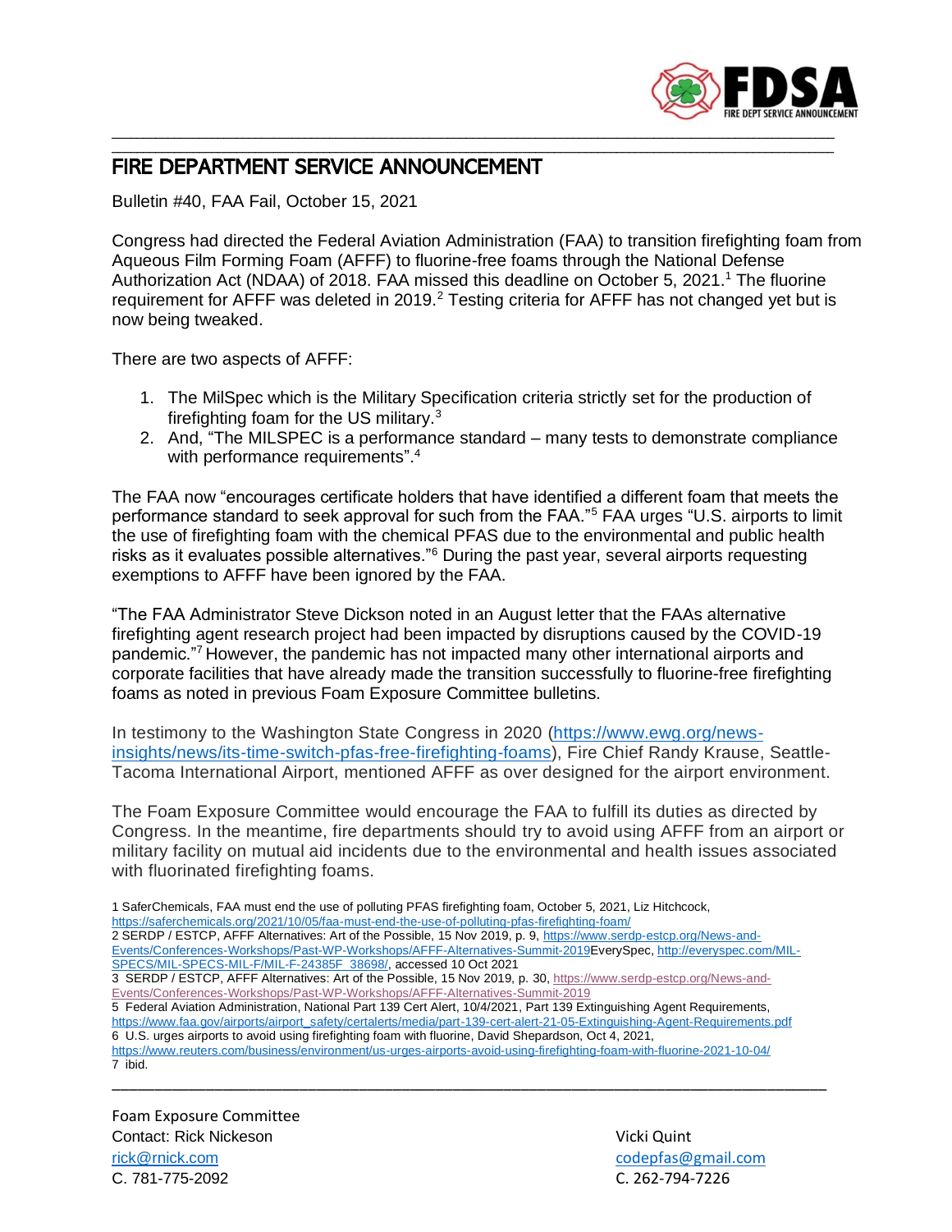# FIRE DEPARTMENT SERVICE ANNOUNCEMENT

Bulletin #40, FAA Fail, October 15, 2021

Congress had directed the Federal Aviation Administration (FAA) to transition firefighting foam from Aqueous Film Forming Foam (AFFF) to fluorine-free foams through the National Defense Authorization Act (NDAA) of 2018. FAA missed this deadline on October 5, 2021.[1] The fluorine requirement for AFFF was deleted in 2019.[2] Testing criteria for AFFF has not changed yet but is now being tweaked.

There are two aspects of AFFF:

1. The MilSpec which is the Military Specification criteria strictly set for the production of firefighting foam for the US military.[3]
2. And, "The MILSPEC is a performance standard – many tests to demonstrate compliance with performance requirements".[4]

The FAA now "encourages certificate holders that have identified a different foam that meets the performance standard to seek approval for such from the FAA."[5] FAA urges "U.S. airports to limit the use of firefighting foam with the chemical PFAS due to the environmental and public health risks as it evaluates possible alternatives."[6] During the past year, several airports requesting exemptions to AFFF have been ignored by the FAA.

"The FAA Administrator Steve Dickson noted in an August letter that the FAAs alternative firefighting agent research project had been impacted by disruptions caused by the COVID-19 pandemic."[7] However, the pandemic has not impacted many other international airports and corporate facilities that have already made the transition successfully to fluorine-free firefighting foams as noted in previous Foam Exposure Committee bulletins.

In testimony to the Washington State Congress in 2020 (https://www.ewg.org/news-insights/news/its-time-switch-pfas-free-firefighting-foams), Fire Chief Randy Krause, Seattle-Tacoma International Airport, mentioned AFFF as over designed for the airport environment.

The Foam Exposure Committee would encourage the FAA to fulfill its duties as directed by Congress. In the meantime, fire departments should try to avoid using AFFF from an airport or military facility on mutual aid incidents due to the environmental and health issues associated with fluorinated firefighting foams.

1 SaferChemicals, FAA must end the use of polluting PFAS firefighting foam, October 5, 2021, Liz Hitchcock, https://saferchemicals.org/2021/10/05/faa-must-end-the-use-of-polluting-pfas-firefighting-foam/
2 SERDP / ESTCP, AFFF Alternatives: Art of the Possible, 15 Nov 2019, p. 9, https://www.serdp-estcp.org/News-and-Events/Conferences-Workshops/Past-WP-Workshops/AFFF-Alternatives-Summit-2019EverySpec, http://everyspec.com/MIL-SPECS/MIL-SPECS-MIL-F/MIL-F-24385F_38698/, accessed 10 Oct 2021
3 SERDP / ESTCP, AFFF Alternatives: Art of the Possible, 15 Nov 2019, p. 30, https://www.serdp-estcp.org/News-and-Events/Conferences-Workshops/Past-WP-Workshops/AFFF-Alternatives-Summit-2019
5 Federal Aviation Administration, National Part 139 Cert Alert, 10/4/2021, Part 139 Extinguishing Agent Requirements, https://www.faa.gov/airports/airport_safety/certalerts/media/part-139-cert-alert-21-05-Extinguishing-Agent-Requirements.pdf
6 U.S. urges airports to avoid using firefighting foam with fluorine, David Shepardson, Oct 4, 2021, https://www.reuters.com/business/environment/us-urges-airports-avoid-using-firefighting-foam-with-fluorine-2021-10-04/
7 ibid.

Foam Exposure Committee
Contact: Rick Nickeson
rick@rnick.com
C. 781-775-2092

Vicki Quint
codepfas@gmail.com
C. 262-794-7226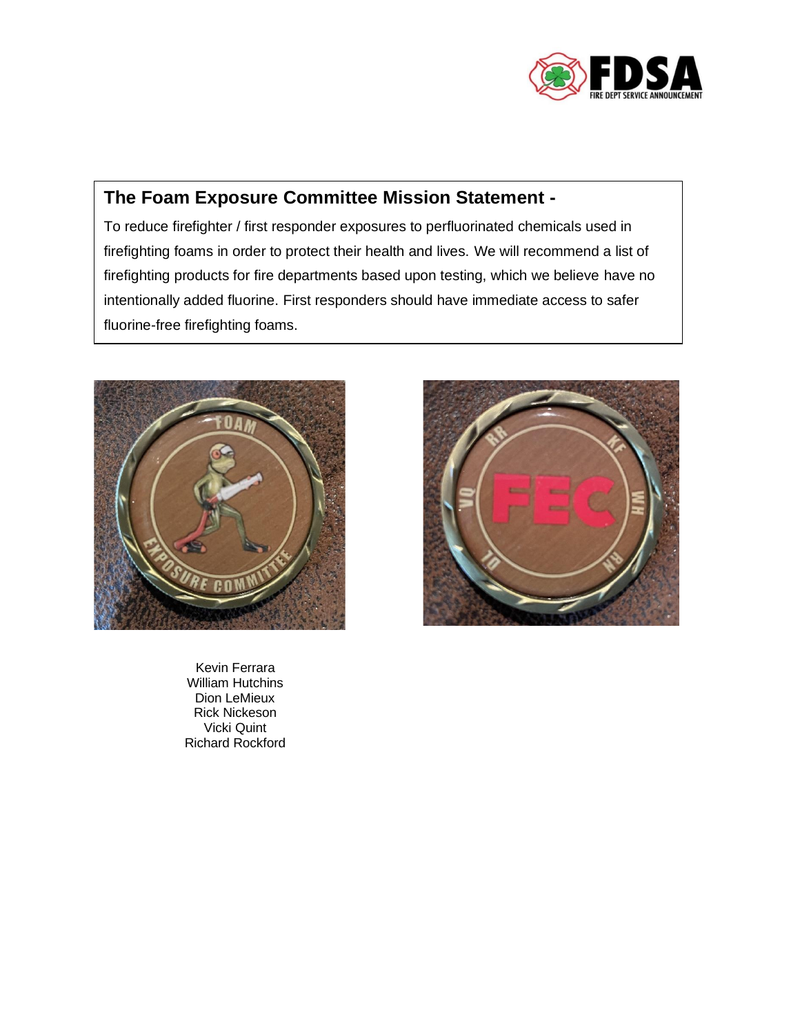## The Foam Exposure Committee Mission Statement -

To reduce firefighter / first responder exposures to perfluorinated chemicals used in firefighting foams in order to protect their health and lives. We will recommend a list of firefighting products for fire departments based upon testing, which we believe have no intentionally added fluorine. First responders should have immediate access to safer fluorine-free firefighting foams.

Kevin Ferrara
William Hutchins
Dion LeMieux
Rick Nickeson
Vicki Quint
Richard Rockford